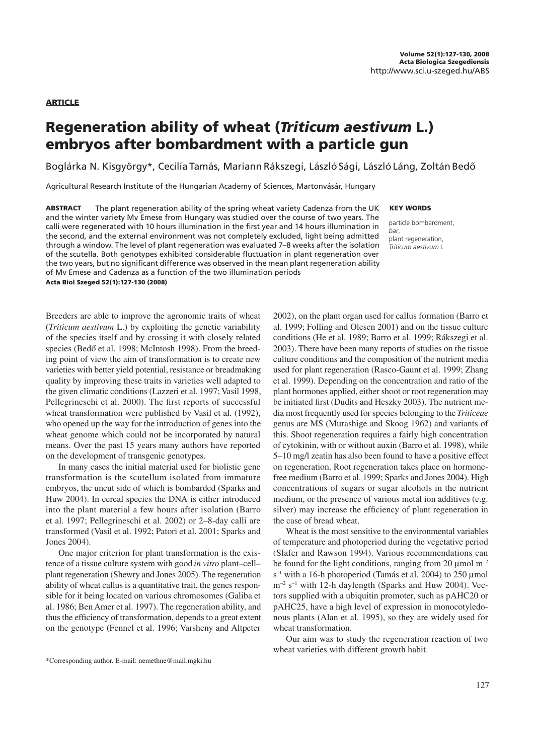**ARTICLE**

# Regeneration ability of wheat (*Triticum aestivum* L.) embryos after bombardment with a particle gun

Boglárka N. Kisgyörgy*, Cecilía Tamás, Mariann Rákszegi, László Sági, László Láng, Zoltán Bedő

Agricultural Research Institute of the Hungarian Academy of Sciences, Martonvásár, Hungary

**ABSTRACT** The plant regeneration ability of the spring wheat variety Cadenza from the UK and the winter variety Mv Emese from Hungary was studied over the course of two years. The calli were regenerated with 10 hours illumination in the first year and 14 hours illumination in the second, and the external environment was not completely excluded, light being admitted through a window. The level of plant regeneration was evaluated 7–8 weeks after the isolation of the scutella. Both genotypes exhibited considerable fluctuation in plant regeneration over the two years, but no significant difference was observed in the mean plant regeneration ability of Mv Emese and Cadenza as a function of the two illumination periods

**Acta Biol Szeged 52(1):127-130 (2008)**

**KEY WORDS**

particle bombardment,
*bar*,
plant regeneration,
*Triticum aestivum* L

Breeders are able to improve the agronomic traits of wheat (*Triticum aestivum* L.) by exploiting the genetic variability of the species itself and by crossing it with closely related species (Bedő et al. 1998; McIntosh 1998). From the breeding point of view the aim of transformation is to create new varieties with better yield potential, resistance or breadmaking quality by improving these traits in varieties well adapted to the given climatic conditions (Lazzeri et al. 1997; Vasil 1998, Pellegrineschi et al. 2000). The first reports of successful wheat transformation were published by Vasil et al. (1992), who opened up the way for the introduction of genes into the wheat genome which could not be incorporated by natural means. Over the past 15 years many authors have reported on the development of transgenic genotypes.

In many cases the initial material used for biolistic gene transformation is the scutellum isolated from immature embryos, the uncut side of which is bombarded (Sparks and Huw 2004). In cereal species the DNA is either introduced into the plant material a few hours after isolation (Barro et al. 1997; Pellegrineschi et al. 2002) or 2–8-day calli are transformed (Vasil et al. 1992; Patori et al. 2001; Sparks and Jones 2004).

One major criterion for plant transformation is the existence of a tissue culture system with good *in vitro* plant–cell–plant regeneration (Shewry and Jones 2005). The regeneration ability of wheat callus is a quantitative trait, the genes responsible for it being located on various chromosomes (Galiba et al. 1986; Ben Amer et al. 1997). The regeneration ability, and thus the efficiency of transformation, depends to a great extent on the genotype (Fennel et al. 1996; Varsheny and Altpeter 2002), on the plant organ used for callus formation (Barro et al. 1999; Folling and Olesen 2001) and on the tissue culture conditions (He et al. 1989; Barro et al. 1999; Rákszegi et al. 2003). There have been many reports of studies on the tissue culture conditions and the composition of the nutrient media used for plant regeneration (Rasco-Gaunt et al. 1999; Zhang et al. 1999). Depending on the concentration and ratio of the plant hormones applied, either shoot or root regeneration may be initiated first (Dudits and Heszky 2003). The nutrient media most frequently used for species belonging to the *Triticeae* genus are MS (Murashige and Skoog 1962) and variants of this. Shoot regeneration requires a fairly high concentration of cytokinin, with or without auxin (Barro et al. 1998), while 5–10 mg/l zeatin has also been found to have a positive effect on regeneration. Root regeneration takes place on hormone-free medium (Barro et al. 1999; Sparks and Jones 2004). High concentrations of sugars or sugar alcohols in the nutrient medium, or the presence of various metal ion additives (e.g. silver) may increase the efficiency of plant regeneration in the case of bread wheat.

Wheat is the most sensitive to the environmental variables of temperature and photoperiod during the vegetative period (Slafer and Rawson 1994). Various recommendations can be found for the light conditions, ranging from 20 µmol $m^{-2}$ $s^{-1}$ with a 16-h photoperiod (Tamás et al. 2004) to 250 µmol $m^{-2}$ $s^{-1}$ with 12-h daylength (Sparks and Huw 2004). Vectors supplied with a ubiquitin promoter, such as pAHC20 or pAHC25, have a high level of expression in monocotyledonous plants (Alan et al. 1995), so they are widely used for wheat transformation.

Our aim was to study the regeneration reaction of two wheat varieties with different growth habit.

*Corresponding author. E-mail: nemethne@mail.mgki.hu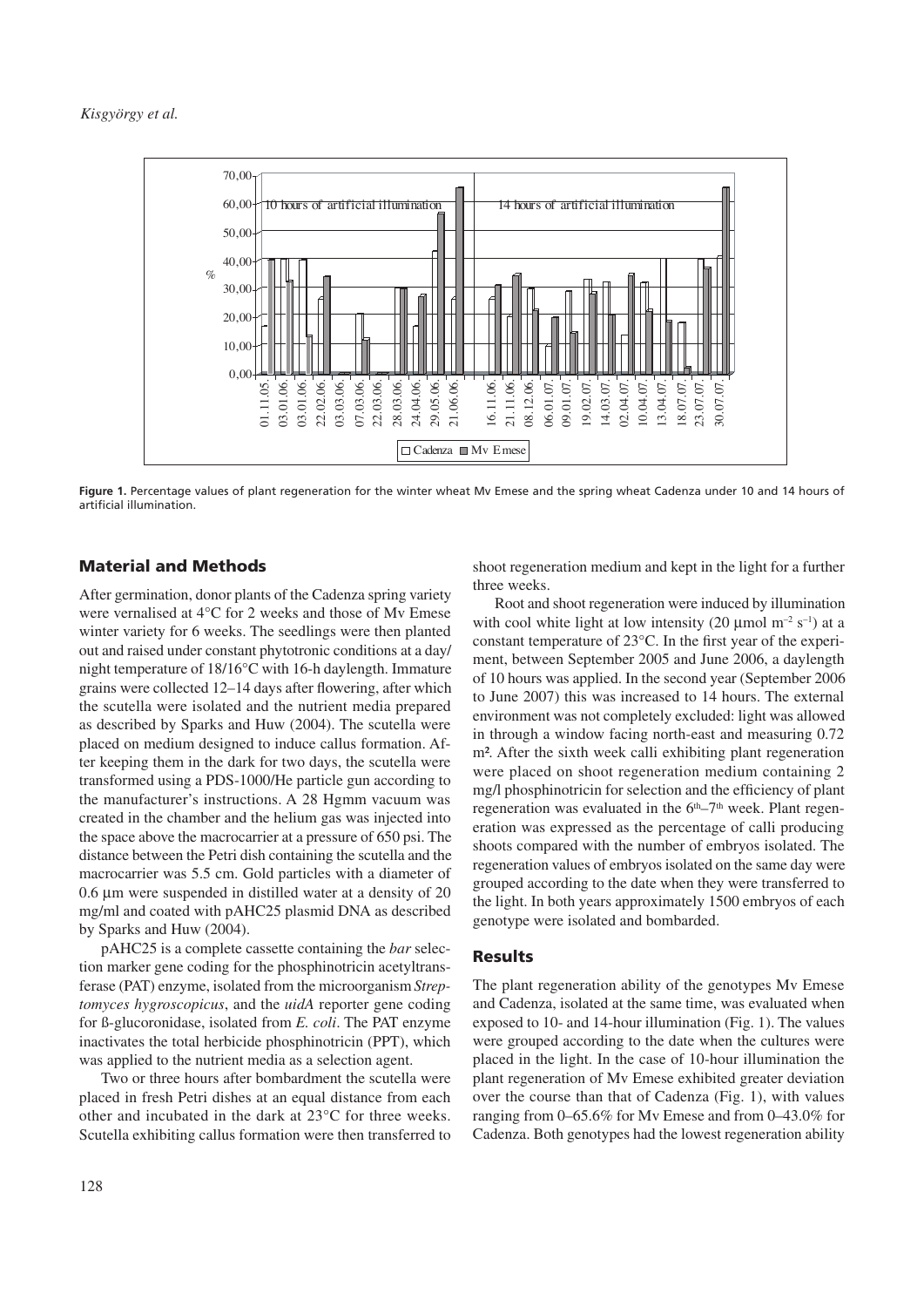Figure 1. Percentage values of plant regeneration for the winter wheat Mv Emese and the spring wheat Cadenza under 10 and 14 hours of artificial illumination.

## Material and Methods

After germination, donor plants of the Cadenza spring variety were vernalised at 4°C for 2 weeks and those of Mv Emese winter variety for 6 weeks. The seedlings were then planted out and raised under constant phytotronic conditions at a day/night temperature of 18/16°C with 16-h daylength. Immature grains were collected 12–14 days after flowering, after which the scutella were isolated and the nutrient media prepared as described by Sparks and Huw (2004). The scutella were placed on medium designed to induce callus formation. After keeping them in the dark for two days, the scutella were transformed using a PDS-1000/He particle gun according to the manufacturer's instructions. A 28 Hgmm vacuum was created in the chamber and the helium gas was injected into the space above the macrocarrier at a pressure of 650 psi. The distance between the Petri dish containing the scutella and the macrocarrier was 5.5 cm. Gold particles with a diameter of 0.6 µm were suspended in distilled water at a density of 20 mg/ml and coated with pAHC25 plasmid DNA as described by Sparks and Huw (2004).

pAHC25 is a complete cassette containing the *bar* selection marker gene coding for the phosphinotricin acetyltransferase (PAT) enzyme, isolated from the microorganism *Streptomyces hygroscopicus*, and the *uidA* reporter gene coding for ß-glucoronidase, isolated from *E. coli*. The PAT enzyme inactivates the total herbicide phosphinotricin (PPT), which was applied to the nutrient media as a selection agent.

Two or three hours after bombardment the scutella were placed in fresh Petri dishes at an equal distance from each other and incubated in the dark at 23°C for three weeks. Scutella exhibiting callus formation were then transferred to shoot regeneration medium and kept in the light for a further three weeks.

Root and shoot regeneration were induced by illumination with cool white light at low intensity (20 µmol $m^{-2}$ $s^{-1}$) at a constant temperature of 23°C. In the first year of the experiment, between September 2005 and June 2006, a daylength of 10 hours was applied. In the second year (September 2006 to June 2007) this was increased to 14 hours. The external environment was not completely excluded: light was allowed in through a window facing north-east and measuring 0.72 $m^2$. After the sixth week calli exhibiting plant regeneration were placed on shoot regeneration medium containing 2 mg/l phosphinotricin for selection and the efficiency of plant regeneration was evaluated in the 6th–7th week. Plant regeneration was expressed as the percentage of calli producing shoots compared with the number of embryos isolated. The regeneration values of embryos isolated on the same day were grouped according to the date when they were transferred to the light. In both years approximately 1500 embryos of each genotype were isolated and bombarded.

## Results

The plant regeneration ability of the genotypes Mv Emese and Cadenza, isolated at the same time, was evaluated when exposed to 10- and 14-hour illumination (Fig. 1). The values were grouped according to the date when the cultures were placed in the light. In the case of 10-hour illumination the plant regeneration of Mv Emese exhibited greater deviation over the course than that of Cadenza (Fig. 1), with values ranging from 0–65.6% for Mv Emese and from 0–43.0% for Cadenza. Both genotypes had the lowest regeneration ability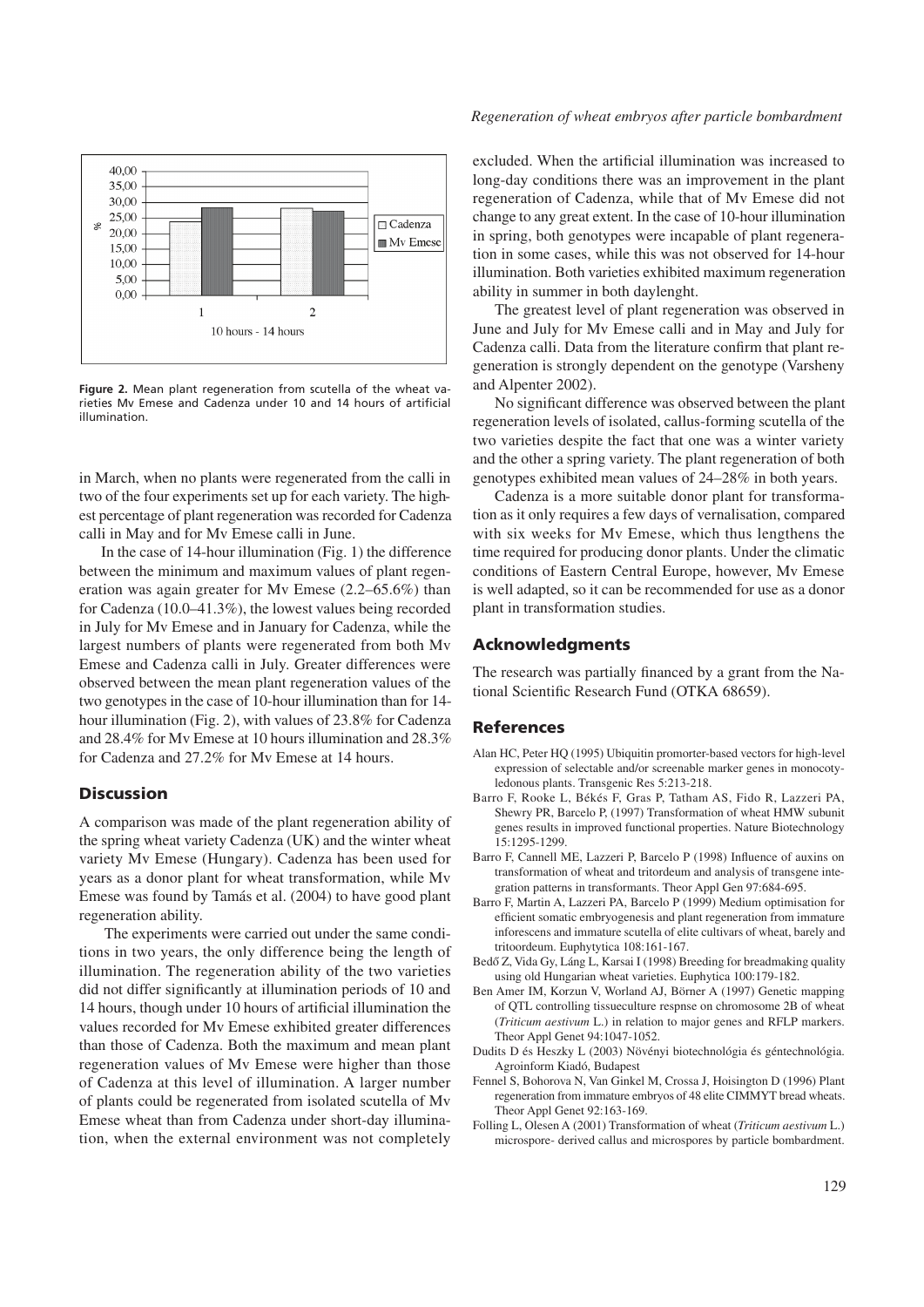Figure 2. Mean plant regeneration from scutella of the wheat varieties Mv Emese and Cadenza under 10 and 14 hours of artificial illumination.

in March, when no plants were regenerated from the calli in two of the four experiments set up for each variety. The highest percentage of plant regeneration was recorded for Cadenza calli in May and for Mv Emese calli in June.

In the case of 14-hour illumination (Fig. 1) the difference between the minimum and maximum values of plant regeneration was again greater for Mv Emese (2.2–65.6%) than for Cadenza (10.0–41.3%), the lowest values being recorded in July for Mv Emese and in January for Cadenza, while the largest numbers of plants were regenerated from both Mv Emese and Cadenza calli in July. Greater differences were observed between the mean plant regeneration values of the two genotypes in the case of 10-hour illumination than for 14-hour illumination (Fig. 2), with values of 23.8% for Cadenza and 28.4% for Mv Emese at 10 hours illumination and 28.3% for Cadenza and 27.2% for Mv Emese at 14 hours.

## Discussion

A comparison was made of the plant regeneration ability of the spring wheat variety Cadenza (UK) and the winter wheat variety Mv Emese (Hungary). Cadenza has been used for years as a donor plant for wheat transformation, while Mv Emese was found by Tamás et al. (2004) to have good plant regeneration ability.

The experiments were carried out under the same conditions in two years, the only difference being the length of illumination. The regeneration ability of the two varieties did not differ significantly at illumination periods of 10 and 14 hours, though under 10 hours of artificial illumination the values recorded for Mv Emese exhibited greater differences than those of Cadenza. Both the maximum and mean plant regeneration values of Mv Emese were higher than those of Cadenza at this level of illumination. A larger number of plants could be regenerated from isolated scutella of Mv Emese wheat than from Cadenza under short-day illumination, when the external environment was not completely excluded. When the artificial illumination was increased to long-day conditions there was an improvement in the plant regeneration of Cadenza, while that of Mv Emese did not change to any great extent. In the case of 10-hour illumination in spring, both genotypes were incapable of plant regeneration in some cases, while this was not observed for 14-hour illumination. Both varieties exhibited maximum regeneration ability in summer in both daylenght.

The greatest level of plant regeneration was observed in June and July for Mv Emese calli and in May and July for Cadenza calli. Data from the literature confirm that plant regeneration is strongly dependent on the genotype (Varsheny and Alpenter 2002).

No significant difference was observed between the plant regeneration levels of isolated, callus-forming scutella of the two varieties despite the fact that one was a winter variety and the other a spring variety. The plant regeneration of both genotypes exhibited mean values of 24–28% in both years.

Cadenza is a more suitable donor plant for transformation as it only requires a few days of vernalisation, compared with six weeks for Mv Emese, which thus lengthens the time required for producing donor plants. Under the climatic conditions of Eastern Central Europe, however, Mv Emese is well adapted, so it can be recommended for use as a donor plant in transformation studies.

## Acknowledgments

The research was partially financed by a grant from the National Scientific Research Fund (OTKA 68659).

## References

- Alan HC, Peter HQ (1995) Ubiquitin promorter-based vectors for high-level expression of selectable and/or screenable marker genes in monocotyledonous plants. Transgenic Res 5:213-218.
- Barro F, Rooke L, Békés F, Gras P, Tatham AS, Fido R, Lazzeri PA, Shewry PR, Barcelo P, (1997) Transformation of wheat HMW subunit genes results in improved functional properties. Nature Biotechnology 15:1295-1299.
- Barro F, Cannell ME, Lazzeri P, Barcelo P (1998) Influence of auxins on transformation of wheat and tritordeum and analysis of transgene integration patterns in transformants. Theor Appl Gen 97:684-695.
- Barro F, Martin A, Lazzeri PA, Barcelo P (1999) Medium optimisation for efficient somatic embryogenesis and plant regeneration from immature inforescens and immature scutella of elite cultivars of wheat, barely and tritoordeum. Euphytytica 108:161-167.
- Bedő Z, Vida Gy, Láng L, Karsai I (1998) Breeding for breadmaking quality using old Hungarian wheat varieties. Euphytica 100:179-182.
- Ben Amer IM, Korzun V, Worland AJ, Börner A (1997) Genetic mapping of QTL controlling tissueculture respnse on chromosome 2B of wheat (*Triticum aestivum* L.) in relation to major genes and RFLP markers. Theor Appl Genet 94:1047-1052.
- Dudits D és Heszky L (2003) Növényi biotechnológia és géntechnológia. Agroinform Kiadó, Budapest
- Fennel S, Bohorova N, Van Ginkel M, Crossa J, Hoisington D (1996) Plant regeneration from immature embryos of 48 elite CIMMYT bread wheats. Theor Appl Genet 92:163-169.
- Folling L, Olesen A (2001) Transformation of wheat (*Triticum aestivum* L.) microspore- derived callus and microspores by particle bombardment.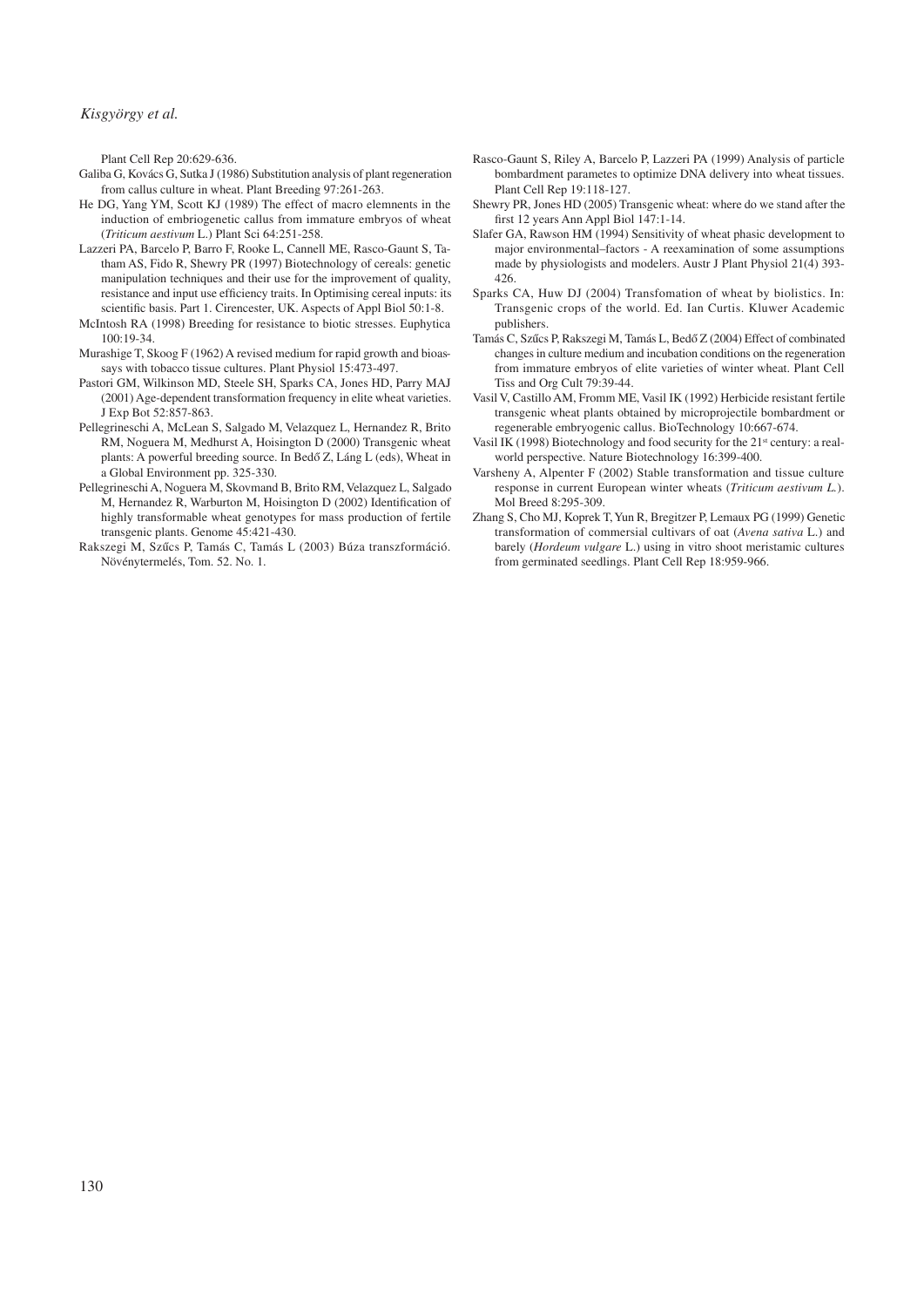Plant Cell Rep 20:629-636.

Galiba G, Kovács G, Sutka J (1986) Substitution analysis of plant regeneration from callus culture in wheat. Plant Breeding 97:261-263.

He DG, Yang YM, Scott KJ (1989) The effect of macro elemnents in the induction of embriogenetic callus from immature embryos of wheat (*Triticum aestivum* L.) Plant Sci 64:251-258.

Lazzeri PA, Barcelo P, Barro F, Rooke L, Cannell ME, Rasco-Gaunt S, Tatham AS, Fido R, Shewry PR (1997) Biotechnology of cereals: genetic manipulation techniques and their use for the improvement of quality, resistance and input use efficiency traits. In Optimising cereal inputs: its scientific basis. Part 1. Cirencester, UK. Aspects of Appl Biol 50:1-8.

McIntosh RA (1998) Breeding for resistance to biotic stresses. Euphytica 100:19-34.

Murashige T, Skoog F (1962) A revised medium for rapid growth and bioassays with tobacco tissue cultures. Plant Physiol 15:473-497.

Pastori GM, Wilkinson MD, Steele SH, Sparks CA, Jones HD, Parry MAJ (2001) Age-dependent transformation frequency in elite wheat varieties. J Exp Bot 52:857-863.

Pellegrineschi A, McLean S, Salgado M, Velazquez L, Hernandez R, Brito RM, Noguera M, Medhurst A, Hoisington D (2000) Transgenic wheat plants: A powerful breeding source. In Bedő Z, Láng L (eds), Wheat in a Global Environment pp. 325-330.

Pellegrineschi A, Noguera M, Skovmand B, Brito RM, Velazquez L, Salgado M, Hernandez R, Warburton M, Hoisington D (2002) Identification of highly transformable wheat genotypes for mass production of fertile transgenic plants. Genome 45:421-430.

Rakszegi M, Szűcs P, Tamás C, Tamás L (2003) Búza transzformáció. Növénytermelés, Tom. 52. No. 1.

Rasco-Gaunt S, Riley A, Barcelo P, Lazzeri PA (1999) Analysis of particle bombardment parametes to optimize DNA delivery into wheat tissues. Plant Cell Rep 19:118-127.

Shewry PR, Jones HD (2005) Transgenic wheat: where do we stand after the first 12 years Ann Appl Biol 147:1-14.

Slafer GA, Rawson HM (1994) Sensitivity of wheat phasic development to major environmental–factors - A reexamination of some assumptions made by physiologists and modelers. Austr J Plant Physiol 21(4) 393-426.

Sparks CA, Huw DJ (2004) Transfomation of wheat by biolistics. In: Transgenic crops of the world. Ed. Ian Curtis. Kluwer Academic publishers.

Tamás C, Szűcs P, Rakszegi M, Tamás L, Bedő Z (2004) Effect of combinated changes in culture medium and incubation conditions on the regeneration from immature embryos of elite varieties of winter wheat. Plant Cell Tiss and Org Cult 79:39-44.

Vasil V, Castillo AM, Fromm ME, Vasil IK (1992) Herbicide resistant fertile transgenic wheat plants obtained by microprojectile bombardment or regenerable embryogenic callus. BioTechnology 10:667-674.

Vasil IK (1998) Biotechnology and food security for the 21st century: a real-world perspective. Nature Biotechnology 16:399-400.

Varsheny A, Alpenter F (2002) Stable transformation and tissue culture response in current European winter wheats (*Triticum aestivum L.*). Mol Breed 8:295-309.

Zhang S, Cho MJ, Koprek T, Yun R, Bregitzer P, Lemaux PG (1999) Genetic transformation of commersial cultivars of oat (*Avena sativa* L.) and barely (*Hordeum vulgare* L.) using in vitro shoot meristamic cultures from germinated seedlings. Plant Cell Rep 18:959-966.